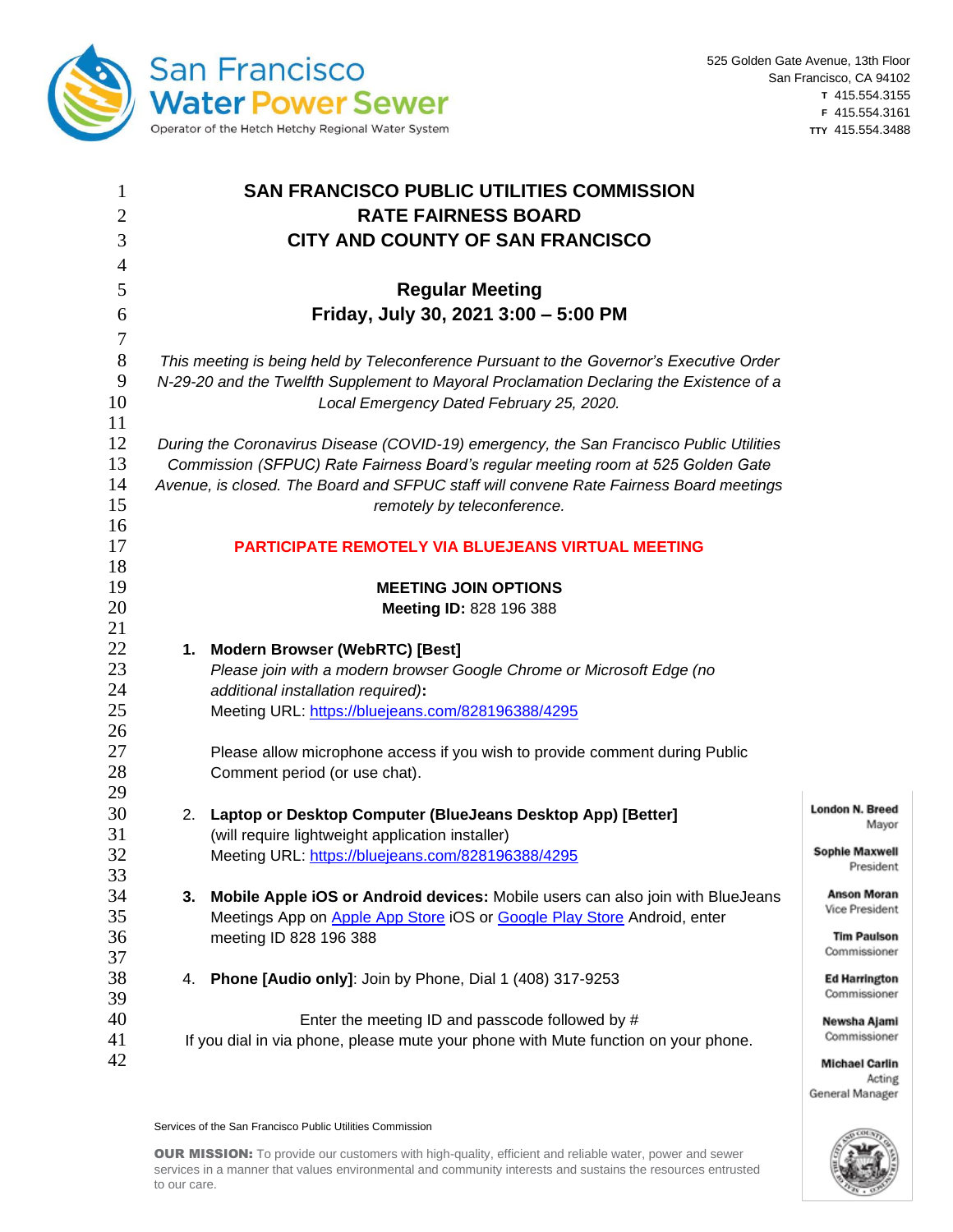San Francisco Water Power Sewer
Operator of the Hetch Hetchy Regional Water System

525 Golden Gate Avenue, 13th Floor
San Francisco, CA 94102
T 415.554.3155
F 415.554.3161
TTY 415.554.3488

# SAN FRANCISCO PUBLIC UTILITIES COMMISSION
# RATE FAIRNESS BOARD
# CITY AND COUNTY OF SAN FRANCISCO

## Regular Meeting
## Friday, July 30, 2021 3:00 – 5:00 PM

*This meeting is being held by Teleconference Pursuant to the Governor's Executive Order N-29-20 and the Twelfth Supplement to Mayoral Proclamation Declaring the Existence of a Local Emergency Dated February 25, 2020.*

*During the Coronavirus Disease (COVID-19) emergency, the San Francisco Public Utilities Commission (SFPUC) Rate Fairness Board's regular meeting room at 525 Golden Gate Avenue, is closed. The Board and SFPUC staff will convene Rate Fairness Board meetings remotely by teleconference.*

**PARTICIPATE REMOTELY VIA BLUEJEANS VIRTUAL MEETING**

**MEETING JOIN OPTIONS**
**Meeting ID:** 828 196 388

1. **Modern Browser (WebRTC) [Best]**
   *Please join with a modern browser Google Chrome or Microsoft Edge (no additional installation required)***:**
   Meeting URL: https://bluejeans.com/828196388/4295

   Please allow microphone access if you wish to provide comment during Public Comment period (or use chat).

2. **Laptop or Desktop Computer (BlueJeans Desktop App) [Better]**
   (will require lightweight application installer)
   Meeting URL: https://bluejeans.com/828196388/4295

3. **Mobile Apple iOS or Android devices:** Mobile users can also join with BlueJeans Meetings App on Apple App Store iOS or Google Play Store Android, enter meeting ID 828 196 388

4. **Phone [Audio only]**: Join by Phone, Dial 1 (408) 317-9253

Enter the meeting ID and passcode followed by #
If you dial in via phone, please mute your phone with Mute function on your phone.

**London N. Breed** Mayor
**Sophie Maxwell** President
**Anson Moran** Vice President
**Tim Paulson** Commissioner
**Ed Harrington** Commissioner
**Newsha Ajami** Commissioner
**Michael Carlin** Acting General Manager

Services of the San Francisco Public Utilities Commission

**OUR MISSION:** To provide our customers with high-quality, efficient and reliable water, power and sewer services in a manner that values environmental and community interests and sustains the resources entrusted to our care.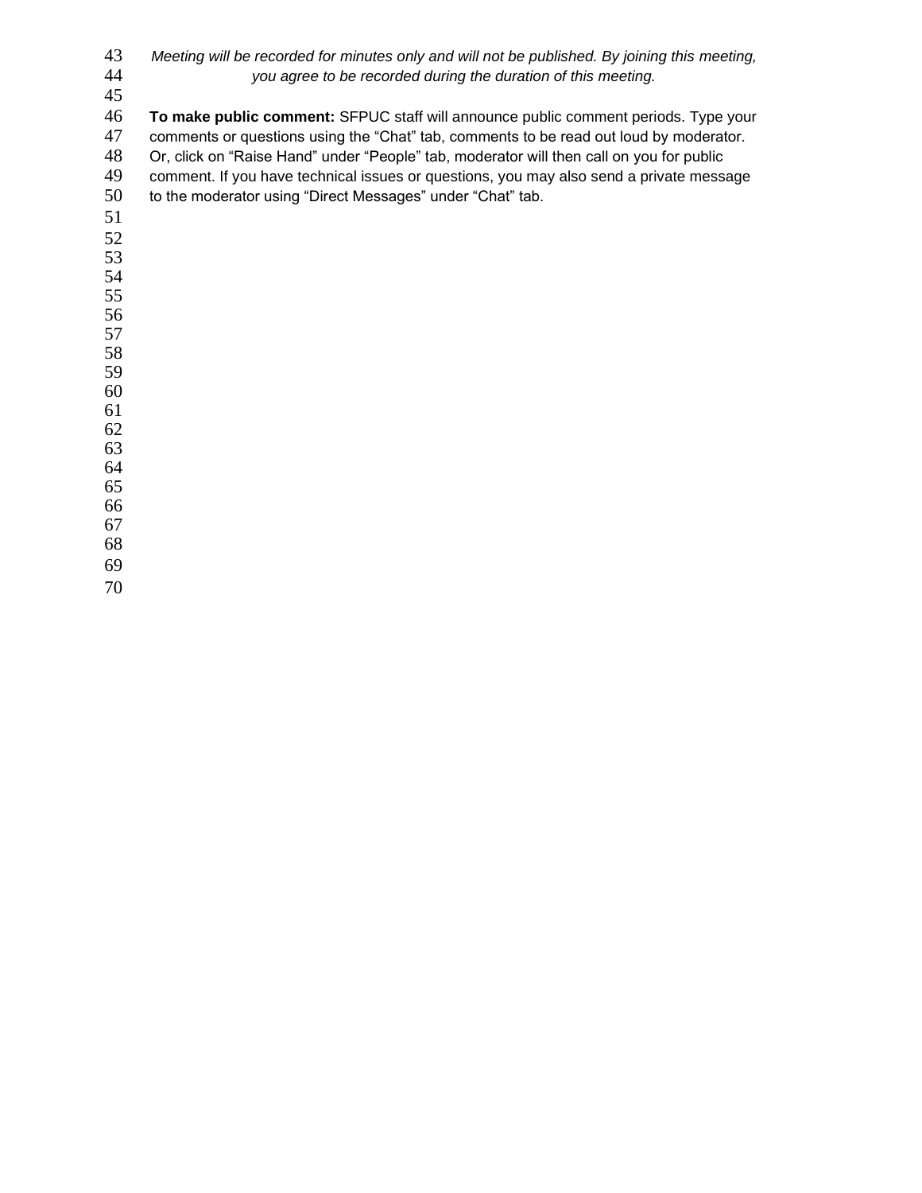*Meeting will be recorded for minutes only and will not be published. By joining this meeting, you agree to be recorded during the duration of this meeting.*

**To make public comment:** SFPUC staff will announce public comment periods. Type your comments or questions using the “Chat” tab, comments to be read out loud by moderator. Or, click on “Raise Hand” under “People” tab, moderator will then call on you for public comment. If you have technical issues or questions, you may also send a private message to the moderator using “Direct Messages” under “Chat” tab.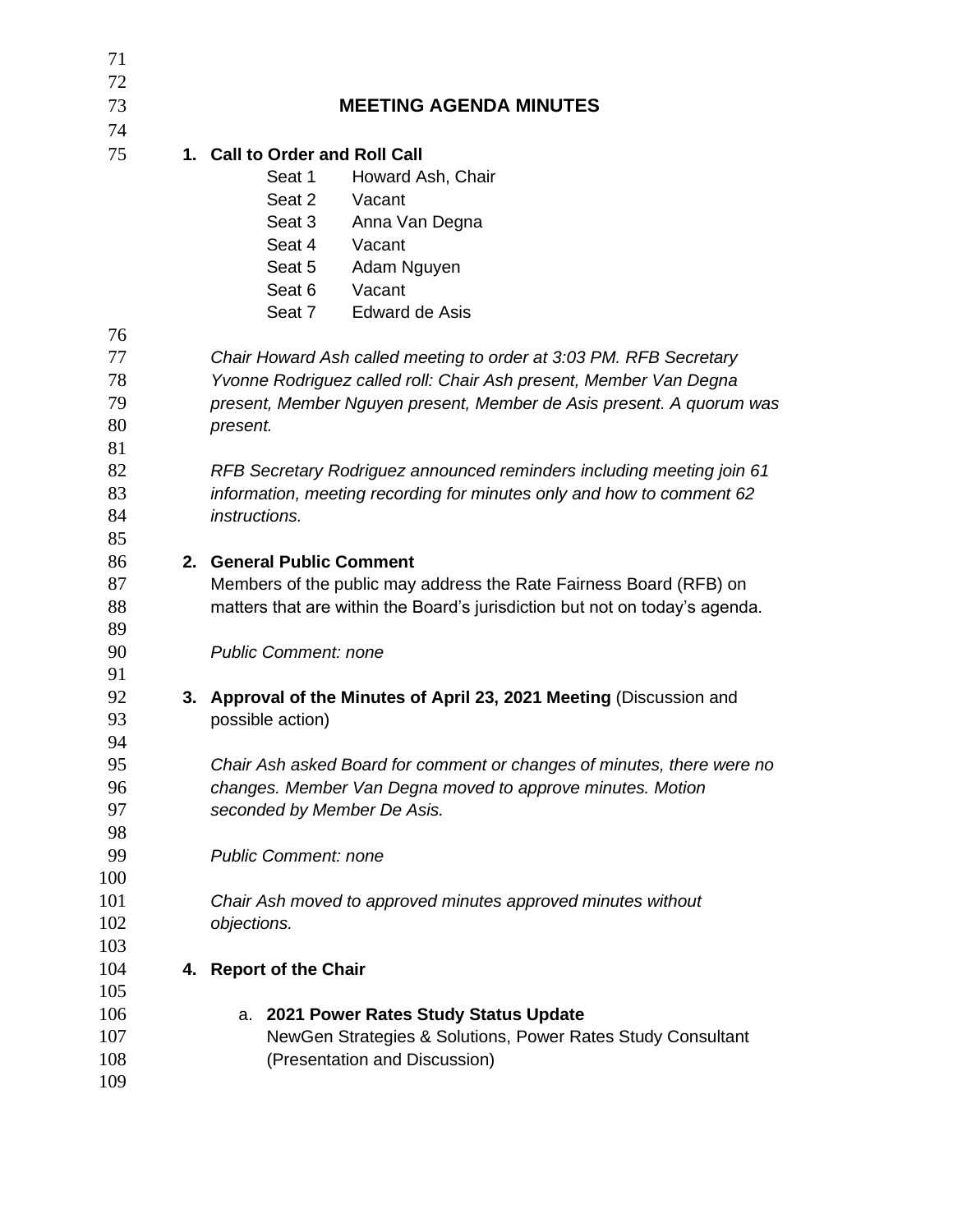## MEETING AGENDA MINUTES

**1. Call to Order and Roll Call**

| | |
|---|---|
| Seat 1 | Howard Ash, Chair |
| Seat 2 | Vacant |
| Seat 3 | Anna Van Degna |
| Seat 4 | Vacant |
| Seat 5 | Adam Nguyen |
| Seat 6 | Vacant |
| Seat 7 | Edward de Asis |

*Chair Howard Ash called meeting to order at 3:03 PM. RFB Secretary Yvonne Rodriguez called roll: Chair Ash present, Member Van Degna present, Member Nguyen present, Member de Asis present. A quorum was present.*

*RFB Secretary Rodriguez announced reminders including meeting join 61 information, meeting recording for minutes only and how to comment 62 instructions.*

**2. General Public Comment**

Members of the public may address the Rate Fairness Board (RFB) on matters that are within the Board's jurisdiction but not on today's agenda.

*Public Comment: none*

**3. Approval of the Minutes of April 23, 2021 Meeting** (Discussion and possible action)

*Chair Ash asked Board for comment or changes of minutes, there were no changes. Member Van Degna moved to approve minutes. Motion seconded by Member De Asis.*

*Public Comment: none*

*Chair Ash moved to approved minutes approved minutes without objections.*

**4. Report of the Chair**

a. **2021 Power Rates Study Status Update**
NewGen Strategies & Solutions, Power Rates Study Consultant (Presentation and Discussion)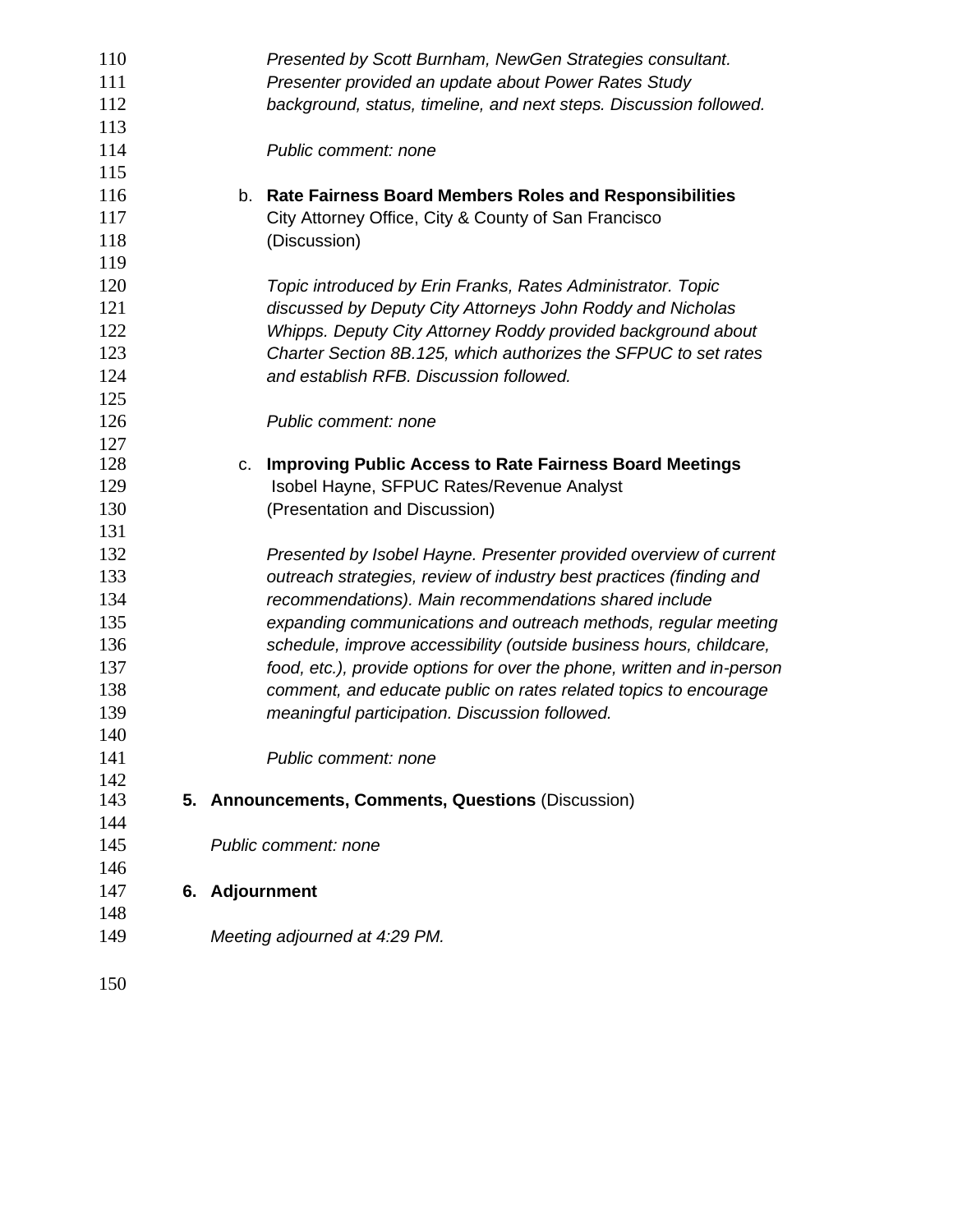*Presented by Scott Burnham, NewGen Strategies consultant. Presenter provided an update about Power Rates Study background, status, timeline, and next steps. Discussion followed.*

*Public comment: none*

b. **Rate Fairness Board Members Roles and Responsibilities**
City Attorney Office, City & County of San Francisco
(Discussion)

*Topic introduced by Erin Franks, Rates Administrator. Topic discussed by Deputy City Attorneys John Roddy and Nicholas Whipps. Deputy City Attorney Roddy provided background about Charter Section 8B.125, which authorizes the SFPUC to set rates and establish RFB. Discussion followed.*

*Public comment: none*

c. **Improving Public Access to Rate Fairness Board Meetings**
Isobel Hayne, SFPUC Rates/Revenue Analyst
(Presentation and Discussion)

*Presented by Isobel Hayne. Presenter provided overview of current outreach strategies, review of industry best practices (finding and recommendations). Main recommendations shared include expanding communications and outreach methods, regular meeting schedule, improve accessibility (outside business hours, childcare, food, etc.), provide options for over the phone, written and in-person comment, and educate public on rates related topics to encourage meaningful participation. Discussion followed.*

*Public comment: none*

**5. Announcements, Comments, Questions** (Discussion)

*Public comment: none*

**6. Adjournment**

*Meeting adjourned at 4:29 PM.*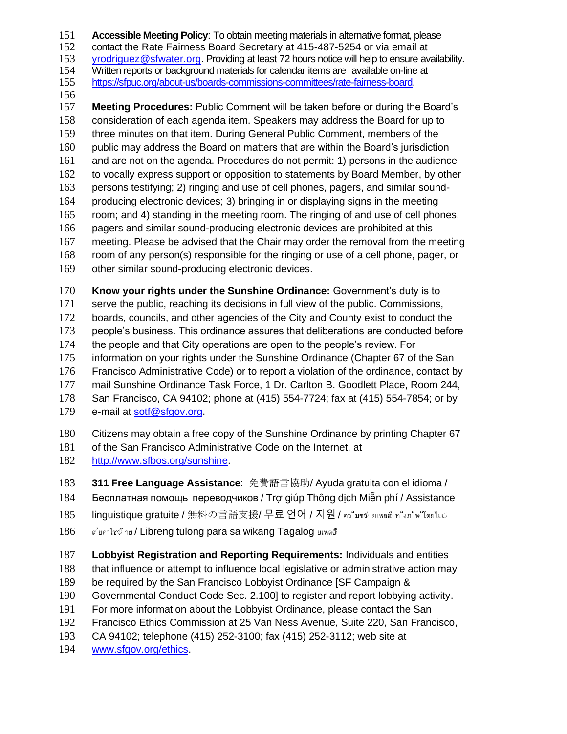**Accessible Meeting Policy**: To obtain meeting materials in alternative format, please contact the Rate Fairness Board Secretary at 415-487-5254 or via email at yrodriguez@sfwater.org. Providing at least 72 hours notice will help to ensure availability. Written reports or background materials for calendar items are available on-line at https://sfpuc.org/about-us/boards-commissions-committees/rate-fairness-board.

**Meeting Procedures:** Public Comment will be taken before or during the Board's consideration of each agenda item. Speakers may address the Board for up to three minutes on that item. During General Public Comment, members of the public may address the Board on matters that are within the Board's jurisdiction and are not on the agenda. Procedures do not permit: 1) persons in the audience to vocally express support or opposition to statements by Board Member, by other persons testifying; 2) ringing and use of cell phones, pagers, and similar sound-producing electronic devices; 3) bringing in or displaying signs in the meeting room; and 4) standing in the meeting room. The ringing of and use of cell phones, pagers and similar sound-producing electronic devices are prohibited at this meeting. Please be advised that the Chair may order the removal from the meeting room of any person(s) responsible for the ringing or use of a cell phone, pager, or other similar sound-producing electronic devices.

**Know your rights under the Sunshine Ordinance:** Government's duty is to serve the public, reaching its decisions in full view of the public. Commissions, boards, councils, and other agencies of the City and County exist to conduct the people's business. This ordinance assures that deliberations are conducted before the people and that City operations are open to the people's review. For information on your rights under the Sunshine Ordinance (Chapter 67 of the San Francisco Administrative Code) or to report a violation of the ordinance, contact by mail Sunshine Ordinance Task Force, 1 Dr. Carlton B. Goodlett Place, Room 244, San Francisco, CA 94102; phone at (415) 554-7724; fax at (415) 554-7854; or by e-mail at sotf@sfgov.org.

Citizens may obtain a free copy of the Sunshine Ordinance by printing Chapter 67 of the San Francisco Administrative Code on the Internet, at http://www.sfbos.org/sunshine.

**311 Free Language Assistance**: 免費語言協助/ Ayuda gratuita con el idioma / Бесплатная помощь переводчиков / Trợ giúp Thông dịch Miễn phí / Assistance linguistique gratuite / 無料の言語支援/ 무료 언어 / 지원 / ความช่วยเหลือทางด้านภาษาโดยไม่เสียค่าใช้จ่าย / Libreng tulong para sa wikang Tagalog ยเหลือ

**Lobbyist Registration and Reporting Requirements:** Individuals and entities that influence or attempt to influence local legislative or administrative action may be required by the San Francisco Lobbyist Ordinance [SF Campaign & Governmental Conduct Code Sec. 2.100] to register and report lobbying activity. For more information about the Lobbyist Ordinance, please contact the San Francisco Ethics Commission at 25 Van Ness Avenue, Suite 220, San Francisco, CA 94102; telephone (415) 252-3100; fax (415) 252-3112; web site at www.sfgov.org/ethics.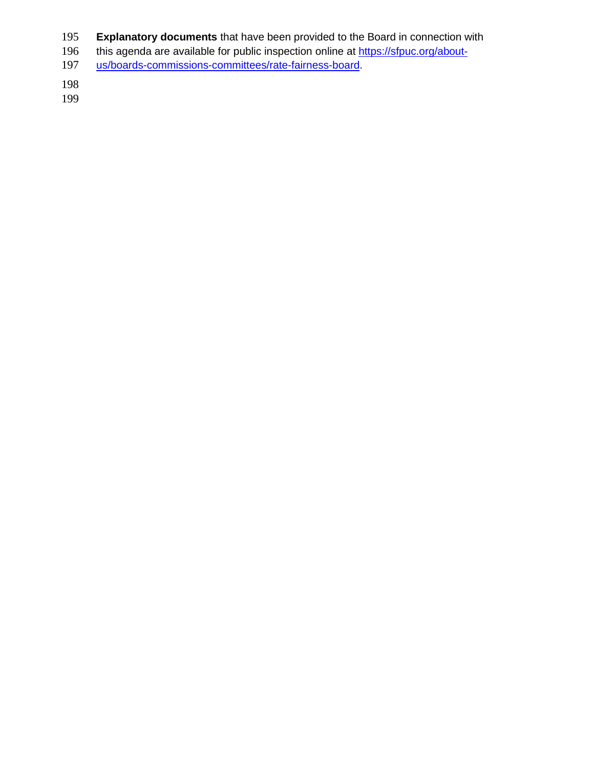**Explanatory documents** that have been provided to the Board in connection with this agenda are available for public inspection online at [https://sfpuc.org/about-us/boards-commissions-committees/rate-fairness-board](https://sfpuc.org/about-us/boards-commissions-committees/rate-fairness-board).